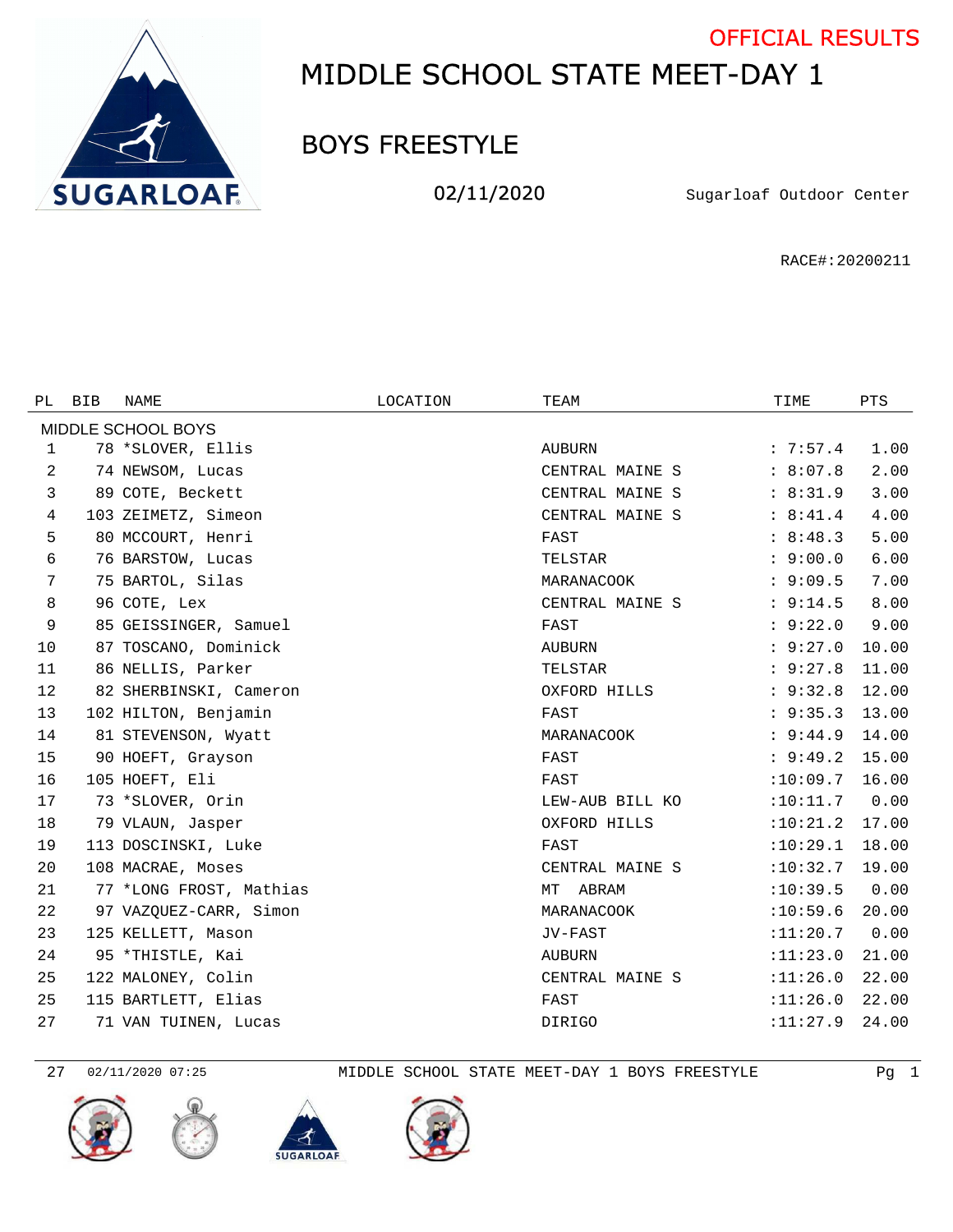OFFICIAL RESULTS

# MIDDLE SCHOOL STATE MEET-DAY 1

## BOYS FREESTYLE

02/11/2020 Sugarloaf Outdoor Center

RACE#:20200211

| PL | BIB | NAME | LOCATION | TEAM | TIME | PTS |
|---|---|---|---|---|---|---|
| MIDDLE SCHOOL BOYS | | | | | | |
| 1 | 78 | *SLOVER, Ellis | | AUBURN | : 7:57.4 | 1.00 |
| 2 | 74 | NEWSOM, Lucas | | CENTRAL MAINE S | : 8:07.8 | 2.00 |
| 3 | 89 | COTE, Beckett | | CENTRAL MAINE S | : 8:31.9 | 3.00 |
| 4 | 103 | ZEIMETZ, Simeon | | CENTRAL MAINE S | : 8:41.4 | 4.00 |
| 5 | 80 | MCCOURT, Henri | | FAST | : 8:48.3 | 5.00 |
| 6 | 76 | BARSTOW, Lucas | | TELSTAR | : 9:00.0 | 6.00 |
| 7 | 75 | BARTOL, Silas | | MARANACOOK | : 9:09.5 | 7.00 |
| 8 | 96 | COTE, Lex | | CENTRAL MAINE S | : 9:14.5 | 8.00 |
| 9 | 85 | GEISSINGER, Samuel | | FAST | : 9:22.0 | 9.00 |
| 10 | 87 | TOSCANO, Dominick | | AUBURN | : 9:27.0 | 10.00 |
| 11 | 86 | NELLIS, Parker | | TELSTAR | : 9:27.8 | 11.00 |
| 12 | 82 | SHERBINSKI, Cameron | | OXFORD HILLS | : 9:32.8 | 12.00 |
| 13 | 102 | HILTON, Benjamin | | FAST | : 9:35.3 | 13.00 |
| 14 | 81 | STEVENSON, Wyatt | | MARANACOOK | : 9:44.9 | 14.00 |
| 15 | 90 | HOEFT, Grayson | | FAST | : 9:49.2 | 15.00 |
| 16 | 105 | HOEFT, Eli | | FAST | :10:09.7 | 16.00 |
| 17 | 73 | *SLOVER, Orin | | LEW-AUB BILL KO | :10:11.7 | 0.00 |
| 18 | 79 | VLAUN, Jasper | | OXFORD HILLS | :10:21.2 | 17.00 |
| 19 | 113 | DOSCINSKI, Luke | | FAST | :10:29.1 | 18.00 |
| 20 | 108 | MACRAE, Moses | | CENTRAL MAINE S | :10:32.7 | 19.00 |
| 21 | 77 | *LONG FROST, Mathias | | MT ABRAM | :10:39.5 | 0.00 |
| 22 | 97 | VAZQUEZ-CARR, Simon | | MARANACOOK | :10:59.6 | 20.00 |
| 23 | 125 | KELLETT, Mason | | JV-FAST | :11:20.7 | 0.00 |
| 24 | 95 | *THISTLE, Kai | | AUBURN | :11:23.0 | 21.00 |
| 25 | 122 | MALONEY, Colin | | CENTRAL MAINE S | :11:26.0 | 22.00 |
| 25 | 115 | BARTLETT, Elias | | FAST | :11:26.0 | 22.00 |
| 27 | 71 | VAN TUINEN, Lucas | | DIRIGO | :11:27.9 | 24.00 |

27 02/11/2020 07:25 MIDDLE SCHOOL STATE MEET-DAY 1 BOYS FREESTYLE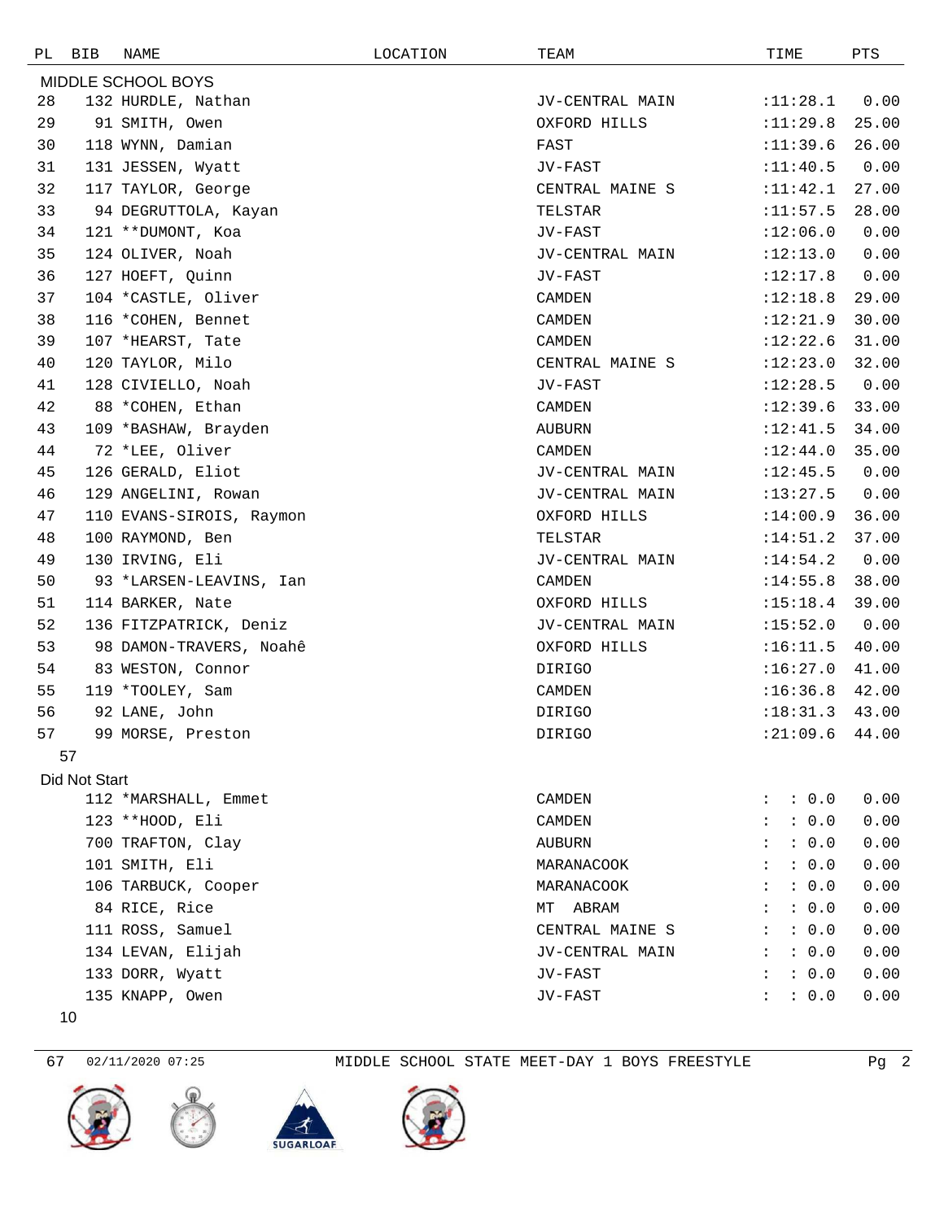| PL | BIB | NAME | LOCATION | TEAM | TIME | PTS |
|---|---|---|---|---|---|---|
| MIDDLE SCHOOL BOYS | | | | | | |
| 28 | 132 | HURDLE, Nathan | | JV-CENTRAL MAIN | :11:28.1 | 0.00 |
| 29 | 91 | SMITH, Owen | | OXFORD HILLS | :11:29.8 | 25.00 |
| 30 | 118 | WYNN, Damian | | FAST | :11:39.6 | 26.00 |
| 31 | 131 | JESSEN, Wyatt | | JV-FAST | :11:40.5 | 0.00 |
| 32 | 117 | TAYLOR, George | | CENTRAL MAINE S | :11:42.1 | 27.00 |
| 33 | 94 | DEGRUTTOLA, Kayan | | TELSTAR | :11:57.5 | 28.00 |
| 34 | 121 | **DUMONT, Koa | | JV-FAST | :12:06.0 | 0.00 |
| 35 | 124 | OLIVER, Noah | | JV-CENTRAL MAIN | :12:13.0 | 0.00 |
| 36 | 127 | HOEFT, Quinn | | JV-FAST | :12:17.8 | 0.00 |
| 37 | 104 | *CASTLE, Oliver | | CAMDEN | :12:18.8 | 29.00 |
| 38 | 116 | *COHEN, Bennet | | CAMDEN | :12:21.9 | 30.00 |
| 39 | 107 | *HEARST, Tate | | CAMDEN | :12:22.6 | 31.00 |
| 40 | 120 | TAYLOR, Milo | | CENTRAL MAINE S | :12:23.0 | 32.00 |
| 41 | 128 | CIVIELLO, Noah | | JV-FAST | :12:28.5 | 0.00 |
| 42 | 88 | *COHEN, Ethan | | CAMDEN | :12:39.6 | 33.00 |
| 43 | 109 | *BASHAW, Brayden | | AUBURN | :12:41.5 | 34.00 |
| 44 | 72 | *LEE, Oliver | | CAMDEN | :12:44.0 | 35.00 |
| 45 | 126 | GERALD, Eliot | | JV-CENTRAL MAIN | :12:45.5 | 0.00 |
| 46 | 129 | ANGELINI, Rowan | | JV-CENTRAL MAIN | :13:27.5 | 0.00 |
| 47 | 110 | EVANS-SIROIS, Raymon | | OXFORD HILLS | :14:00.9 | 36.00 |
| 48 | 100 | RAYMOND, Ben | | TELSTAR | :14:51.2 | 37.00 |
| 49 | 130 | IRVING, Eli | | JV-CENTRAL MAIN | :14:54.2 | 0.00 |
| 50 | 93 | *LARSEN-LEAVINS, Ian | | CAMDEN | :14:55.8 | 38.00 |
| 51 | 114 | BARKER, Nate | | OXFORD HILLS | :15:18.4 | 39.00 |
| 52 | 136 | FITZPATRICK, Deniz | | JV-CENTRAL MAIN | :15:52.0 | 0.00 |
| 53 | 98 | DAMON-TRAVERS, Noahê | | OXFORD HILLS | :16:11.5 | 40.00 |
| 54 | 83 | WESTON, Connor | | DIRIGO | :16:27.0 | 41.00 |
| 55 | 119 | *TOOLEY, Sam | | CAMDEN | :16:36.8 | 42.00 |
| 56 | 92 | LANE, John | | DIRIGO | :18:31.3 | 43.00 |
| 57 | 99 | MORSE, Preston | | DIRIGO | :21:09.6 | 44.00 |
| 57 | | | | | | |
| Did Not Start | | | | | | |
| | 112 | *MARSHALL, Emmet | | CAMDEN | : : 0.0 | 0.00 |
| | 123 | **HOOD, Eli | | CAMDEN | : : 0.0 | 0.00 |
| | 700 | TRAFTON, Clay | | AUBURN | : : 0.0 | 0.00 |
| | 101 | SMITH, Eli | | MARANACOOK | : : 0.0 | 0.00 |
| | 106 | TARBUCK, Cooper | | MARANACOOK | : : 0.0 | 0.00 |
| | 84 | RICE, Rice | | MT ABRAM | : : 0.0 | 0.00 |
| | 111 | ROSS, Samuel | | CENTRAL MAINE S | : : 0.0 | 0.00 |
| | 134 | LEVAN, Elijah | | JV-CENTRAL MAIN | : : 0.0 | 0.00 |
| | 133 | DORR, Wyatt | | JV-FAST | : : 0.0 | 0.00 |
| | 135 | KNAPP, Owen | | JV-FAST | : : 0.0 | 0.00 |
| 10 | | | | | | |

67 02/11/2020 07:25 MIDDLE SCHOOL STATE MEET-DAY 1 BOYS FREESTYLE